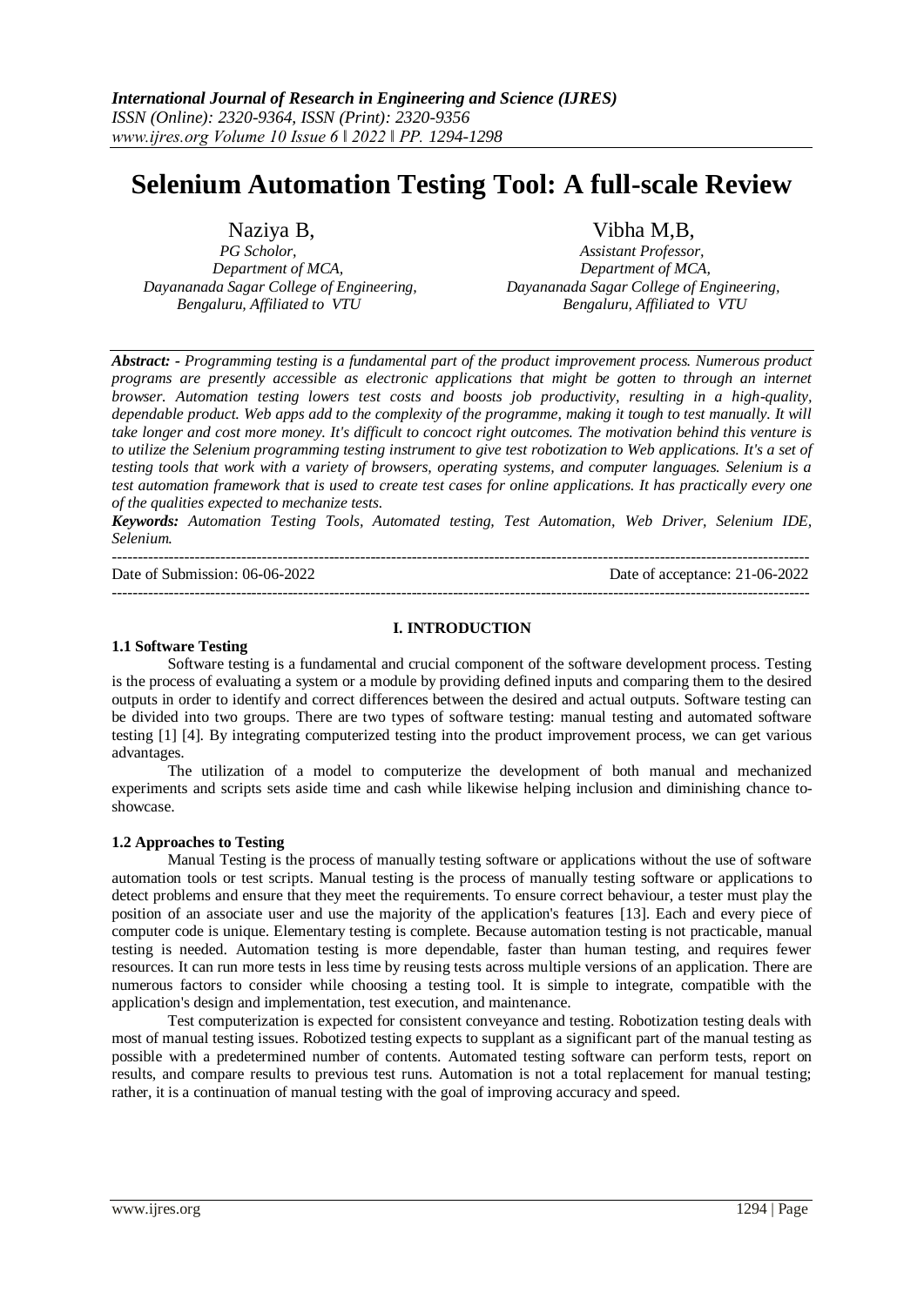# Selenium Automation Testing Tool: A full-scale Review

Naziya B,
*PG Scholor,*
*Department of MCA,*
*Dayananada Sagar College of Engineering,*
*Bengaluru, Affiliated to VTU*

Vibha M,B,
*Assistant Professor,*
*Department of MCA,*
*Dayananada Sagar College of Engineering,*
*Bengaluru, Affiliated to VTU*

***Abstract: -*** *Programming testing is a fundamental part of the product improvement process. Numerous product programs are presently accessible as electronic applications that might be gotten to through an internet browser. Automation testing lowers test costs and boosts job productivity, resulting in a high-quality, dependable product. Web apps add to the complexity of the programme, making it tough to test manually. It will take longer and cost more money. It's difficult to concoct right outcomes. The motivation behind this venture is to utilize the Selenium programming testing instrument to give test robotization to Web applications. It's a set of testing tools that work with a variety of browsers, operating systems, and computer languages. Selenium is a test automation framework that is used to create test cases for online applications. It has practically every one of the qualities expected to mechanize tests.*

***Keywords:*** *Automation Testing Tools, Automated testing, Test Automation, Web Driver, Selenium IDE, Selenium.*

---

Date of Submission: 06-06-2022 Date of acceptance: 21-06-2022

---

## I. INTRODUCTION

### 1.1 Software Testing

Software testing is a fundamental and crucial component of the software development process. Testing is the process of evaluating a system or a module by providing defined inputs and comparing them to the desired outputs in order to identify and correct differences between the desired and actual outputs. Software testing can be divided into two groups. There are two types of software testing: manual testing and automated software testing [1] [4]. By integrating computerized testing into the product improvement process, we can get various advantages.

The utilization of a model to computerize the development of both manual and mechanized experiments and scripts sets aside time and cash while likewise helping inclusion and diminishing chance to-showcase.

### 1.2 Approaches to Testing

Manual Testing is the process of manually testing software or applications without the use of software automation tools or test scripts. Manual testing is the process of manually testing software or applications to detect problems and ensure that they meet the requirements. To ensure correct behaviour, a tester must play the position of an associate user and use the majority of the application's features [13]. Each and every piece of computer code is unique. Elementary testing is complete. Because automation testing is not practicable, manual testing is needed. Automation testing is more dependable, faster than human testing, and requires fewer resources. It can run more tests in less time by reusing tests across multiple versions of an application. There are numerous factors to consider while choosing a testing tool. It is simple to integrate, compatible with the application's design and implementation, test execution, and maintenance.

Test computerization is expected for consistent conveyance and testing. Robotization testing deals with most of manual testing issues. Robotized testing expects to supplant as a significant part of the manual testing as possible with a predetermined number of contents. Automated testing software can perform tests, report on results, and compare results to previous test runs. Automation is not a total replacement for manual testing; rather, it is a continuation of manual testing with the goal of improving accuracy and speed.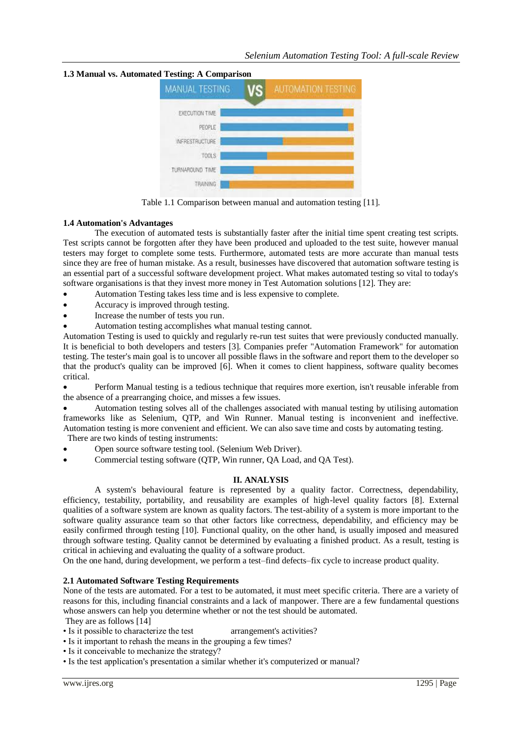### 1.3 Manual vs. Automated Testing: A Comparison

Table 1.1 Comparison between manual and automation testing [11].

### 1.4 Automation's Advantages

The execution of automated tests is substantially faster after the initial time spent creating test scripts. Test scripts cannot be forgotten after they have been produced and uploaded to the test suite, however manual testers may forget to complete some tests. Furthermore, automated tests are more accurate than manual tests since they are free of human mistake. As a result, businesses have discovered that automation software testing is an essential part of a successful software development project. What makes automated testing so vital to today's software organisations is that they invest more money in Test Automation solutions [12]. They are:

- Automation Testing takes less time and is less expensive to complete.
- Accuracy is improved through testing.
- Increase the number of tests you run.
- Automation testing accomplishes what manual testing cannot.

Automation Testing is used to quickly and regularly re-run test suites that were previously conducted manually. It is beneficial to both developers and testers [3]. Companies prefer "Automation Framework" for automation testing. The tester's main goal is to uncover all possible flaws in the software and report them to the developer so that the product's quality can be improved [6]. When it comes to client happiness, software quality becomes critical.

- Perform Manual testing is a tedious technique that requires more exertion, isn't reusable inferable from the absence of a prearranging choice, and misses a few issues.
- Automation testing solves all of the challenges associated with manual testing by utilising automation frameworks like as Selenium, QTP, and Win Runner. Manual testing is inconvenient and ineffective. Automation testing is more convenient and efficient. We can also save time and costs by automating testing.

There are two kinds of testing instruments:

- Open source software testing tool. (Selenium Web Driver).
- Commercial testing software (QTP, Win runner, QA Load, and QA Test).

## II. ANALYSIS

A system's behavioural feature is represented by a quality factor. Correctness, dependability, efficiency, testability, portability, and reusability are examples of high-level quality factors [8]. External qualities of a software system are known as quality factors. The test-ability of a system is more important to the software quality assurance team so that other factors like correctness, dependability, and efficiency may be easily confirmed through testing [10]. Functional quality, on the other hand, is usually imposed and measured through software testing. Quality cannot be determined by evaluating a finished product. As a result, testing is critical in achieving and evaluating the quality of a software product.

On the one hand, during development, we perform a test–find defects–fix cycle to increase product quality.

### 2.1 Automated Software Testing Requirements

None of the tests are automated. For a test to be automated, it must meet specific criteria. There are a variety of reasons for this, including financial constraints and a lack of manpower. There are a few fundamental questions whose answers can help you determine whether or not the test should be automated.

They are as follows [14]

- Is it possible to characterize the test arrangement's activities?
- Is it important to rehash the means in the grouping a few times?
- Is it conceivable to mechanize the strategy?
- Is the test application's presentation a similar whether it's computerized or manual?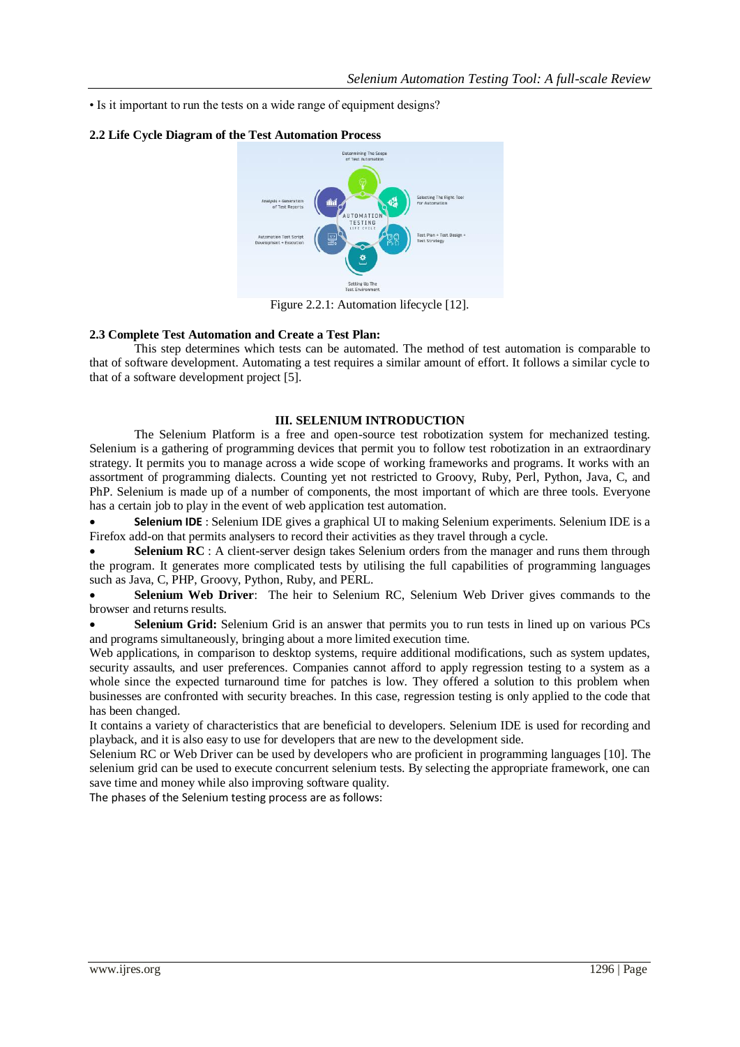• Is it important to run the tests on a wide range of equipment designs?

### 2.2 Life Cycle Diagram of the Test Automation Process

Figure 2.2.1: Automation lifecycle [12].

### 2.3 Complete Test Automation and Create a Test Plan:

This step determines which tests can be automated. The method of test automation is comparable to that of software development. Automating a test requires a similar amount of effort. It follows a similar cycle to that of a software development project [5].

## III. SELENIUM INTRODUCTION

The Selenium Platform is a free and open-source test robotization system for mechanized testing. Selenium is a gathering of programming devices that permit you to follow test robotization in an extraordinary strategy. It permits you to manage across a wide scope of working frameworks and programs. It works with an assortment of programming dialects. Counting yet not restricted to Groovy, Ruby, Perl, Python, Java, C, and PhP. Selenium is made up of a number of components, the most important of which are three tools. Everyone has a certain job to play in the event of web application test automation.

- **Selenium IDE** : Selenium IDE gives a graphical UI to making Selenium experiments. Selenium IDE is a Firefox add-on that permits analysers to record their activities as they travel through a cycle.
- **Selenium RC** : A client-server design takes Selenium orders from the manager and runs them through the program. It generates more complicated tests by utilising the full capabilities of programming languages such as Java, C, PHP, Groovy, Python, Ruby, and PERL.
- **Selenium Web Driver**: The heir to Selenium RC, Selenium Web Driver gives commands to the browser and returns results.
- **Selenium Grid:** Selenium Grid is an answer that permits you to run tests in lined up on various PCs and programs simultaneously, bringing about a more limited execution time.

Web applications, in comparison to desktop systems, require additional modifications, such as system updates, security assaults, and user preferences. Companies cannot afford to apply regression testing to a system as a whole since the expected turnaround time for patches is low. They offered a solution to this problem when businesses are confronted with security breaches. In this case, regression testing is only applied to the code that has been changed.

It contains a variety of characteristics that are beneficial to developers. Selenium IDE is used for recording and playback, and it is also easy to use for developers that are new to the development side.

Selenium RC or Web Driver can be used by developers who are proficient in programming languages [10]. The selenium grid can be used to execute concurrent selenium tests. By selecting the appropriate framework, one can save time and money while also improving software quality.

The phases of the Selenium testing process are as follows: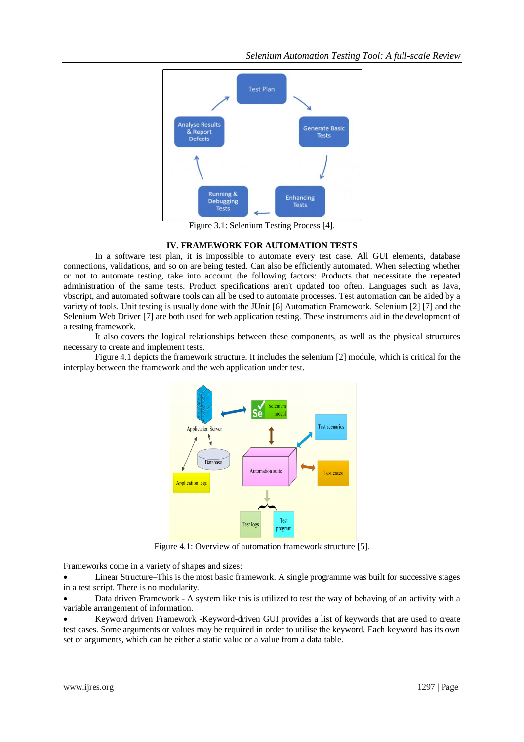Figure 3.1: Selenium Testing Process [4].

## IV. FRAMEWORK FOR AUTOMATION TESTS

In a software test plan, it is impossible to automate every test case. All GUI elements, database connections, validations, and so on are being tested. Can also be efficiently automated. When selecting whether or not to automate testing, take into account the following factors: Products that necessitate the repeated administration of the same tests. Product specifications aren't updated too often. Languages such as Java, vbscript, and automated software tools can all be used to automate processes. Test automation can be aided by a variety of tools. Unit testing is usually done with the JUnit [6] Automation Framework. Selenium [2] [7] and the Selenium Web Driver [7] are both used for web application testing. These instruments aid in the development of a testing framework.

It also covers the logical relationships between these components, as well as the physical structures necessary to create and implement tests.

Figure 4.1 depicts the framework structure. It includes the selenium [2] module, which is critical for the interplay between the framework and the web application under test.

Figure 4.1: Overview of automation framework structure [5].

Frameworks come in a variety of shapes and sizes:

- Linear Structure–This is the most basic framework. A single programme was built for successive stages in a test script. There is no modularity.
- Data driven Framework - A system like this is utilized to test the way of behaving of an activity with a variable arrangement of information.
- Keyword driven Framework -Keyword-driven GUI provides a list of keywords that are used to create test cases. Some arguments or values may be required in order to utilise the keyword. Each keyword has its own set of arguments, which can be either a static value or a value from a data table.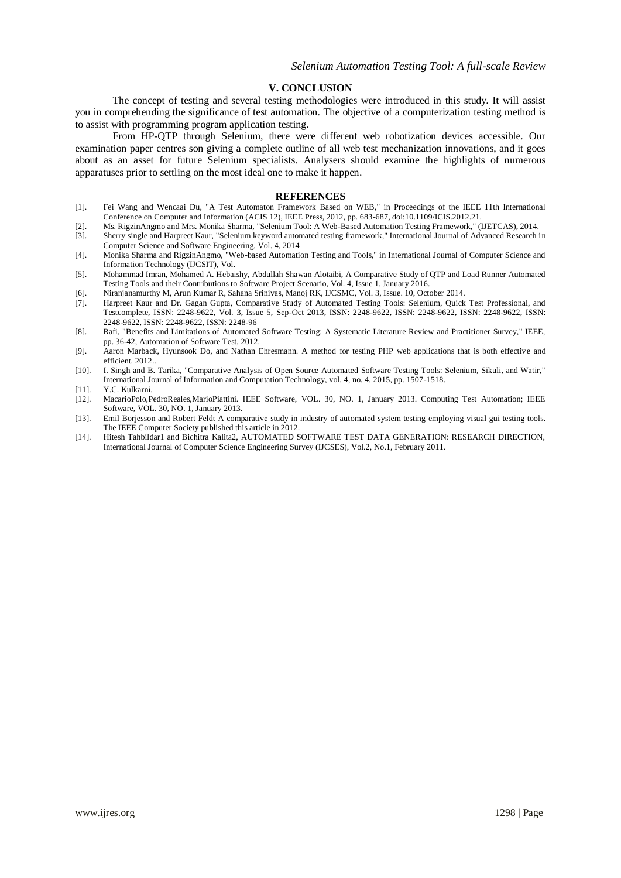## V. CONCLUSION

The concept of testing and several testing methodologies were introduced in this study. It will assist you in comprehending the significance of test automation. The objective of a computerization testing method is to assist with programming program application testing.

From HP-QTP through Selenium, there were different web robotization devices accessible. Our examination paper centres son giving a complete outline of all web test mechanization innovations, and it goes about as an asset for future Selenium specialists. Analysers should examine the highlights of numerous apparatuses prior to settling on the most ideal one to make it happen.

## REFERENCES

[1]. Fei Wang and Wencaai Du, "A Test Automaton Framework Based on WEB," in Proceedings of the IEEE 11th International Conference on Computer and Information (ACIS 12), IEEE Press, 2012, pp. 683-687, doi:10.1109/ICIS.2012.21.

[2]. Ms. RigzinAngmo and Mrs. Monika Sharma, "Selenium Tool: A Web-Based Automation Testing Framework," (IJETCAS), 2014.

[3]. Sherry single and Harpreet Kaur, "Selenium keyword automated testing framework," International Journal of Advanced Research in Computer Science and Software Engineering, Vol. 4, 2014

[4]. Monika Sharma and RigzinAngmo, "Web-based Automation Testing and Tools," in International Journal of Computer Science and Information Technology (IJCSIT), Vol.

[5]. Mohammad Imran, Mohamed A. Hebaishy, Abdullah Shawan Alotaibi, A Comparative Study of QTP and Load Runner Automated Testing Tools and their Contributions to Software Project Scenario, Vol. 4, Issue 1, January 2016.

[6]. Niranjanamurthy M, Arun Kumar R, Sahana Srinivas, Manoj RK, IJCSMC, Vol. 3, Issue. 10, October 2014.

[7]. Harpreet Kaur and Dr. Gagan Gupta, Comparative Study of Automated Testing Tools: Selenium, Quick Test Professional, and Testcomplete, ISSN: 2248-9622, Vol. 3, Issue 5, Sep-Oct 2013, ISSN: 2248-9622, ISSN: 2248-9622, ISSN: 2248-9622, ISSN: 2248-9622, ISSN: 2248-9622, ISSN: 2248-96

[8]. Rafi, "Benefits and Limitations of Automated Software Testing: A Systematic Literature Review and Practitioner Survey," IEEE, pp. 36-42, Automation of Software Test, 2012.

[9]. Aaron Marback, Hyunsook Do, and Nathan Ehresmann. A method for testing PHP web applications that is both effective and efficient. 2012..

[10]. I. Singh and B. Tarika, "Comparative Analysis of Open Source Automated Software Testing Tools: Selenium, Sikuli, and Watir," International Journal of Information and Computation Technology, vol. 4, no. 4, 2015, pp. 1507-1518.

[11]. Y.C. Kulkarni.

[12]. MacarioPolo,PedroReales,MarioPiattini. IEEE Software, VOL. 30, NO. 1, January 2013. Computing Test Automation; IEEE Software, VOL. 30, NO. 1, January 2013.

[13]. Emil Borjesson and Robert Feldt A comparative study in industry of automated system testing employing visual gui testing tools. The IEEE Computer Society published this article in 2012.

[14]. Hitesh Tahbildar1 and Bichitra Kalita2, AUTOMATED SOFTWARE TEST DATA GENERATION: RESEARCH DIRECTION, International Journal of Computer Science Engineering Survey (IJCSES), Vol.2, No.1, February 2011.